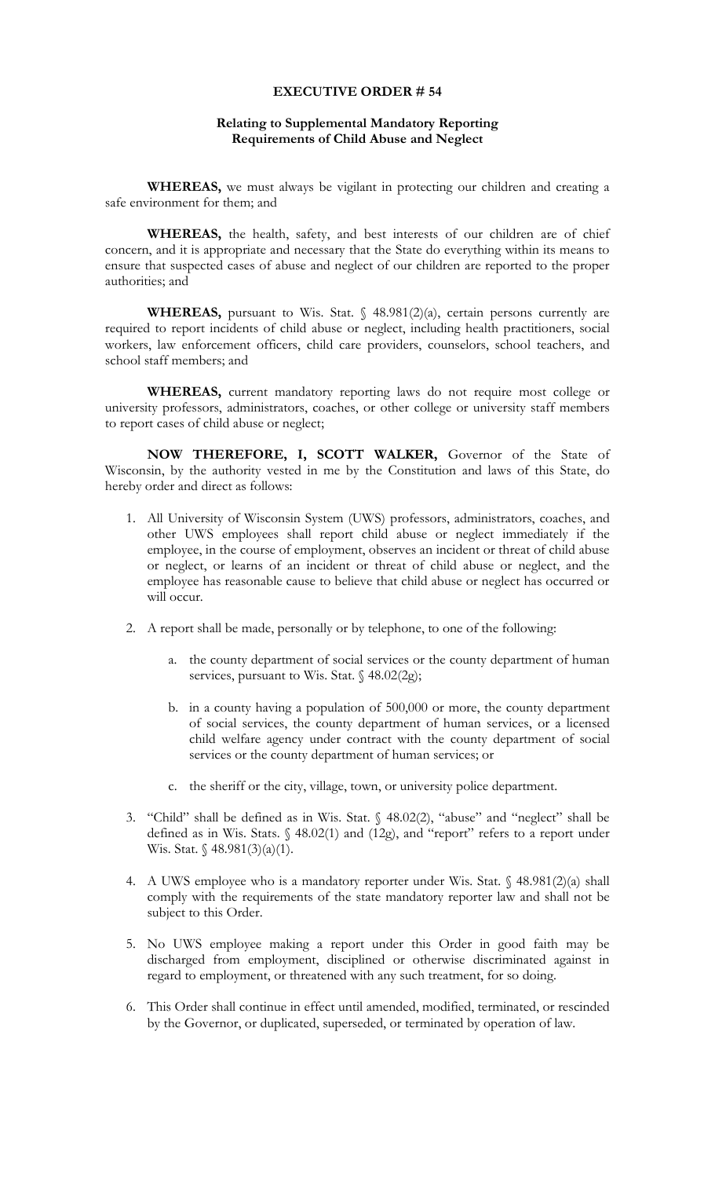# EXECUTIVE ORDER # 54

## Relating to Supplemental Mandatory Reporting Requirements of Child Abuse and Neglect

**WHEREAS,** we must always be vigilant in protecting our children and creating a safe environment for them; and

**WHEREAS,** the health, safety, and best interests of our children are of chief concern, and it is appropriate and necessary that the State do everything within its means to ensure that suspected cases of abuse and neglect of our children are reported to the proper authorities; and

**WHEREAS,** pursuant to Wis. Stat. § 48.981(2)(a), certain persons currently are required to report incidents of child abuse or neglect, including health practitioners, social workers, law enforcement officers, child care providers, counselors, school teachers, and school staff members; and

**WHEREAS,** current mandatory reporting laws do not require most college or university professors, administrators, coaches, or other college or university staff members to report cases of child abuse or neglect;

**NOW THEREFORE, I, SCOTT WALKER,** Governor of the State of Wisconsin, by the authority vested in me by the Constitution and laws of this State, do hereby order and direct as follows:

1. All University of Wisconsin System (UWS) professors, administrators, coaches, and other UWS employees shall report child abuse or neglect immediately if the employee, in the course of employment, observes an incident or threat of child abuse or neglect, or learns of an incident or threat of child abuse or neglect, and the employee has reasonable cause to believe that child abuse or neglect has occurred or will occur.

2. A report shall be made, personally or by telephone, to one of the following:

    a. the county department of social services or the county department of human services, pursuant to Wis. Stat. § 48.02(2g);

    b. in a county having a population of 500,000 or more, the county department of social services, the county department of human services, or a licensed child welfare agency under contract with the county department of social services or the county department of human services; or

    c. the sheriff or the city, village, town, or university police department.

3. "Child" shall be defined as in Wis. Stat. § 48.02(2), "abuse" and "neglect" shall be defined as in Wis. Stats. § 48.02(1) and (12g), and "report" refers to a report under Wis. Stat. § 48.981(3)(a)(1).

4. A UWS employee who is a mandatory reporter under Wis. Stat. § 48.981(2)(a) shall comply with the requirements of the state mandatory reporter law and shall not be subject to this Order.

5. No UWS employee making a report under this Order in good faith may be discharged from employment, disciplined or otherwise discriminated against in regard to employment, or threatened with any such treatment, for so doing.

6. This Order shall continue in effect until amended, modified, terminated, or rescinded by the Governor, or duplicated, superseded, or terminated by operation of law.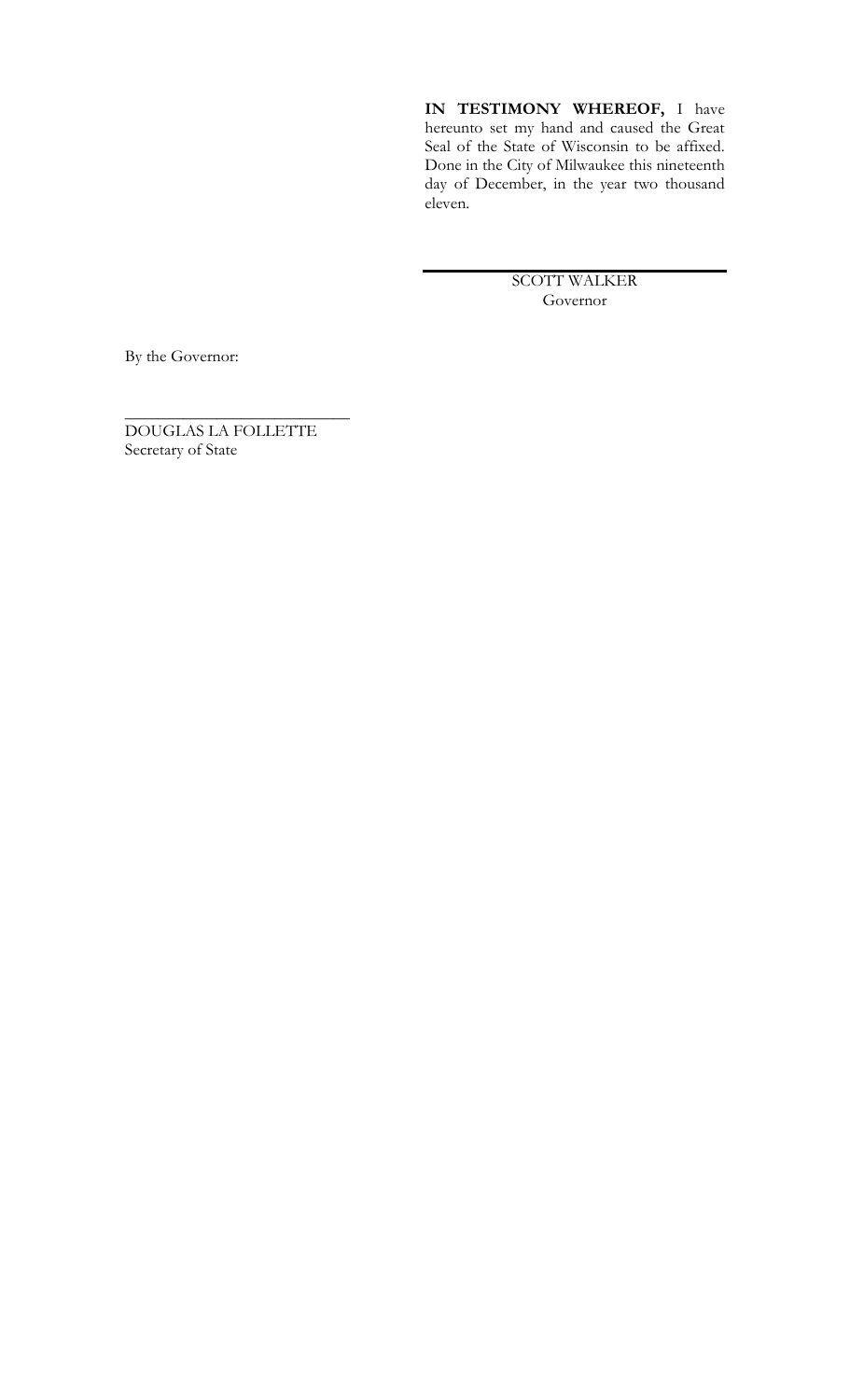**IN TESTIMONY WHEREOF,** I have hereunto set my hand and caused the Great Seal of the State of Wisconsin to be affixed. Done in the City of Milwaukee this nineteenth day of December, in the year two thousand eleven.

SCOTT WALKER
Governor

By the Governor:

DOUGLAS LA FOLLETTE
Secretary of State